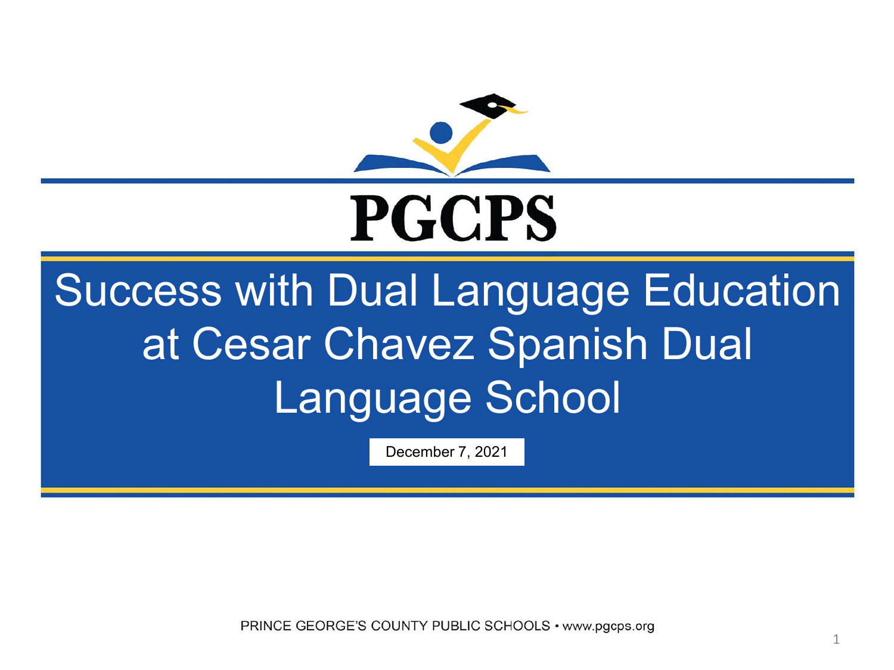PGCPS

# Success with Dual Language Education at Cesar Chavez Spanish Dual Language School

December 7, 2021

PRINCE GEORGE'S COUNTY PUBLIC SCHOOLS • www.pgcps.org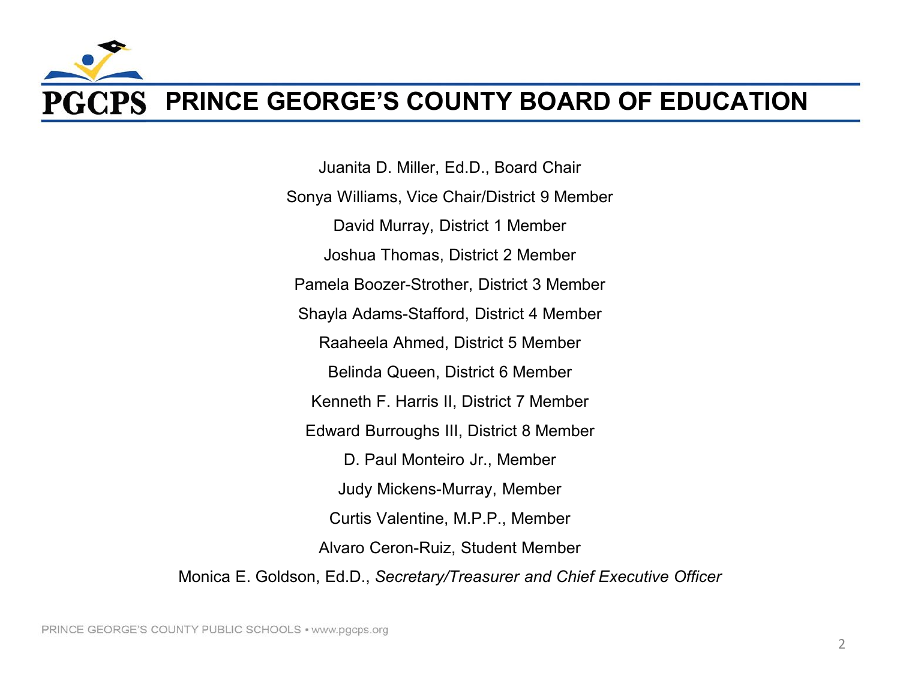# PRINCE GEORGE'S COUNTY BOARD OF EDUCATION

Juanita D. Miller, Ed.D., Board Chair

Sonya Williams, Vice Chair/District 9 Member

David Murray, District 1 Member

Joshua Thomas, District 2 Member

Pamela Boozer-Strother, District 3 Member

Shayla Adams-Stafford, District 4 Member

Raaheela Ahmed, District 5 Member

Belinda Queen, District 6 Member

Kenneth F. Harris II, District 7 Member

Edward Burroughs III, District 8 Member

D. Paul Monteiro Jr., Member

Judy Mickens-Murray, Member

Curtis Valentine, M.P.P., Member

Alvaro Ceron-Ruiz, Student Member

Monica E. Goldson, Ed.D., *Secretary/Treasurer and Chief Executive Officer*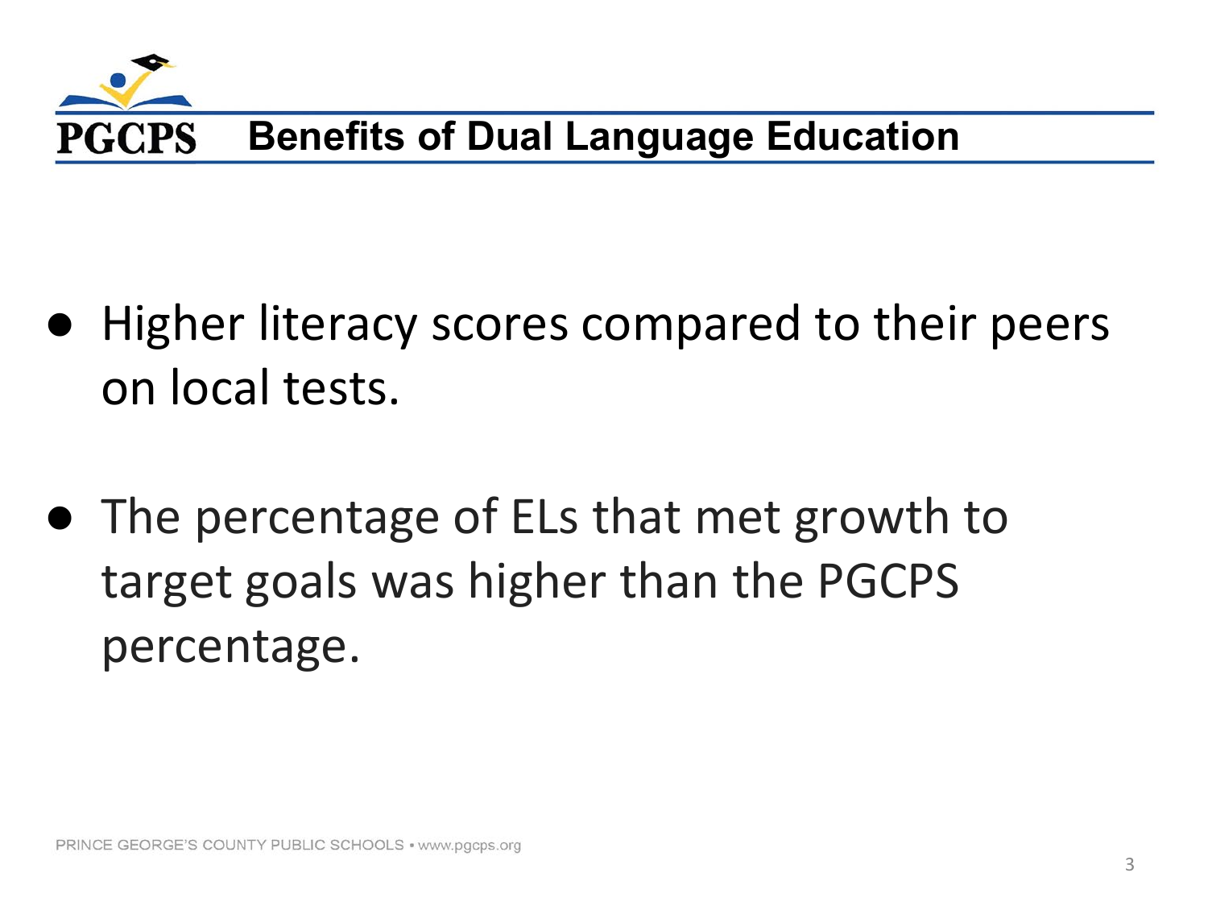# Benefits of Dual Language Education

- Higher literacy scores compared to their peers on local tests.
- The percentage of ELs that met growth to target goals was higher than the PGCPS percentage.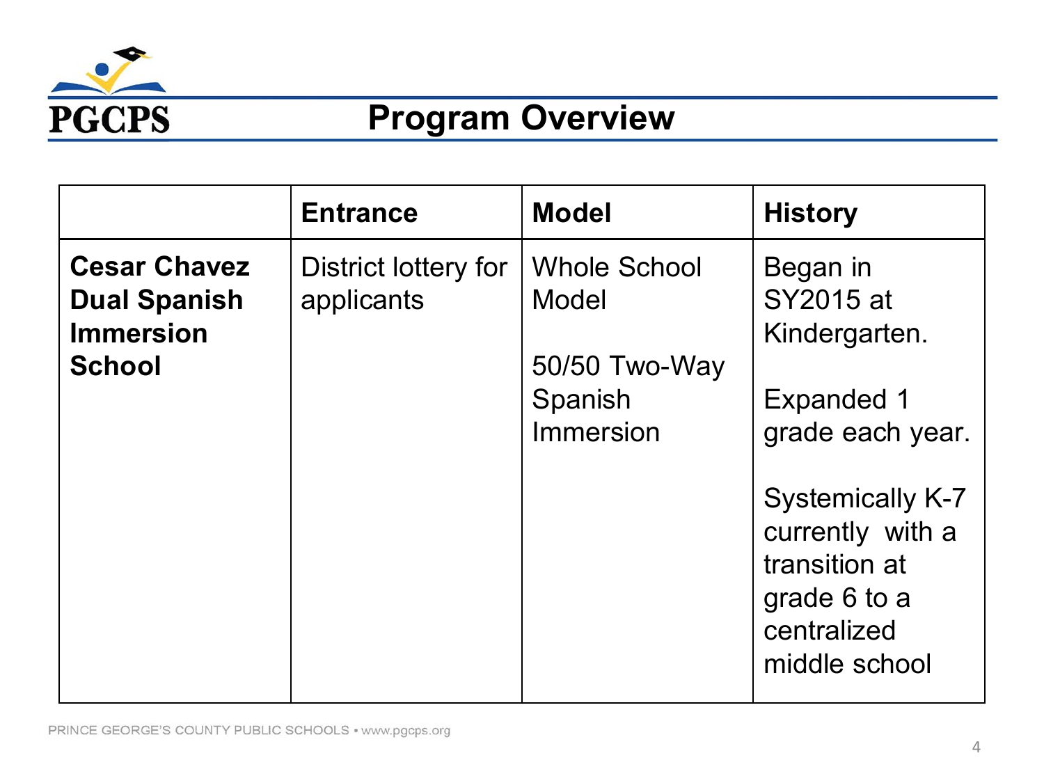# Program Overview

| | Entrance | Model | History |
|---|---|---|---|
| **Cesar Chavez Dual Spanish Immersion School** | District lottery for applicants | Whole School Model<br><br>50/50 Two-Way Spanish Immersion | Began in SY2015 at Kindergarten.<br><br>Expanded 1 grade each year.<br><br>Systemically K-7 currently with a transition at grade 6 to a centralized middle school |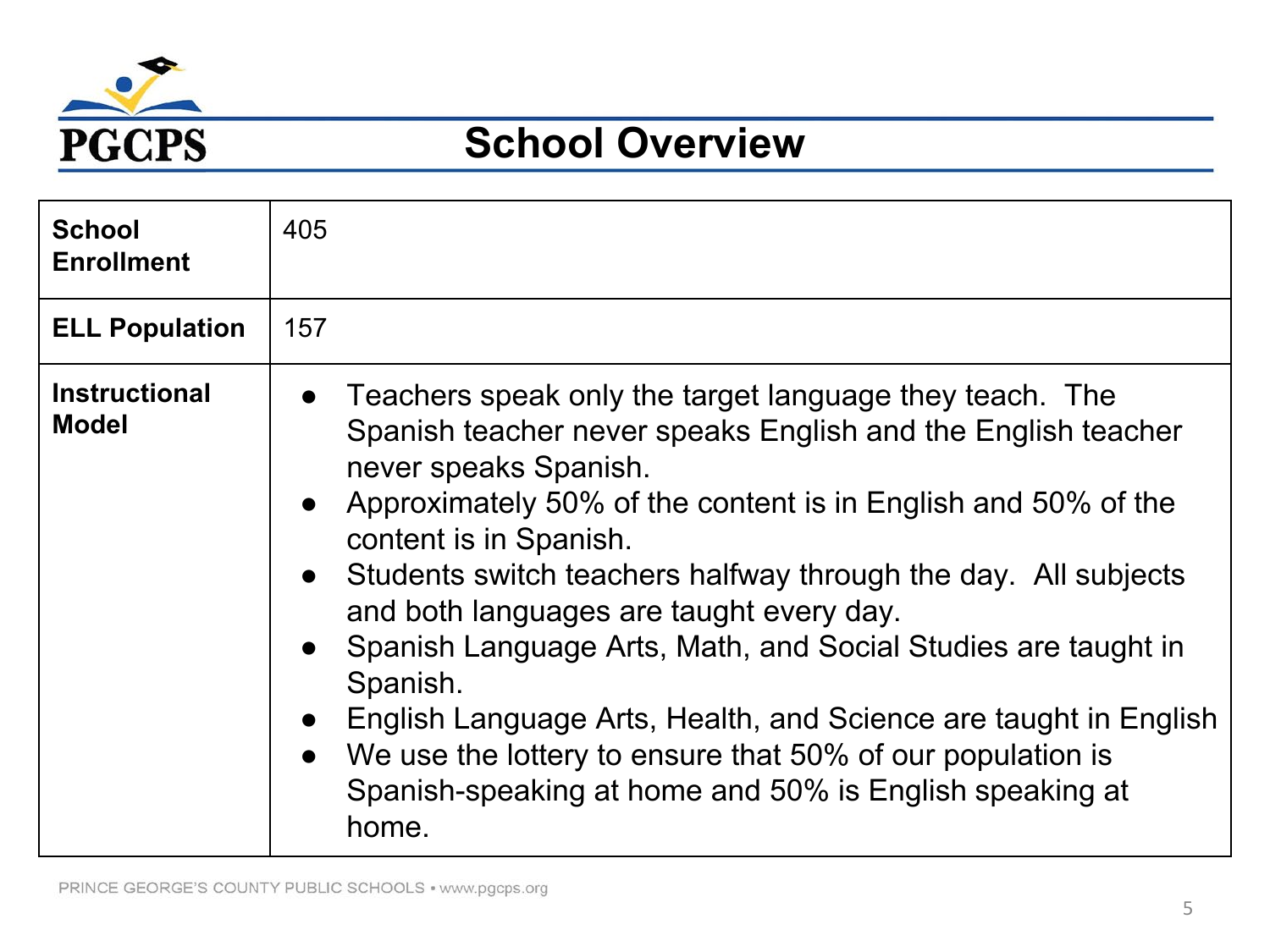# School Overview

| | |
|---|---|
| **School Enrollment** | 405 |
| **ELL Population** | 157 |
| **Instructional Model** | • Teachers speak only the target language they teach. The Spanish teacher never speaks English and the English teacher never speaks Spanish.<br>• Approximately 50% of the content is in English and 50% of the content is in Spanish.<br>• Students switch teachers halfway through the day. All subjects and both languages are taught every day.<br>• Spanish Language Arts, Math, and Social Studies are taught in Spanish.<br>• English Language Arts, Health, and Science are taught in English<br>• We use the lottery to ensure that 50% of our population is Spanish-speaking at home and 50% is English speaking at home. |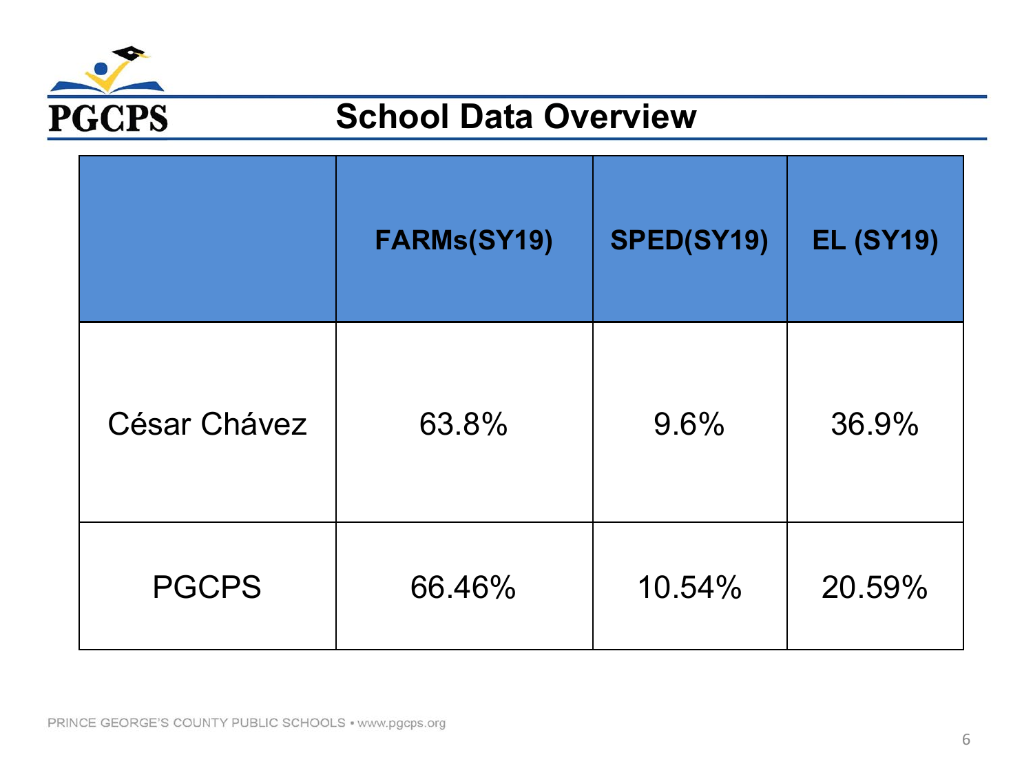# School Data Overview

| | FARMs(SY19) | SPED(SY19) | EL (SY19) |
|---|---|---|---|
| César Chávez | 63.8% | 9.6% | 36.9% |
| PGCPS | 66.46% | 10.54% | 20.59% |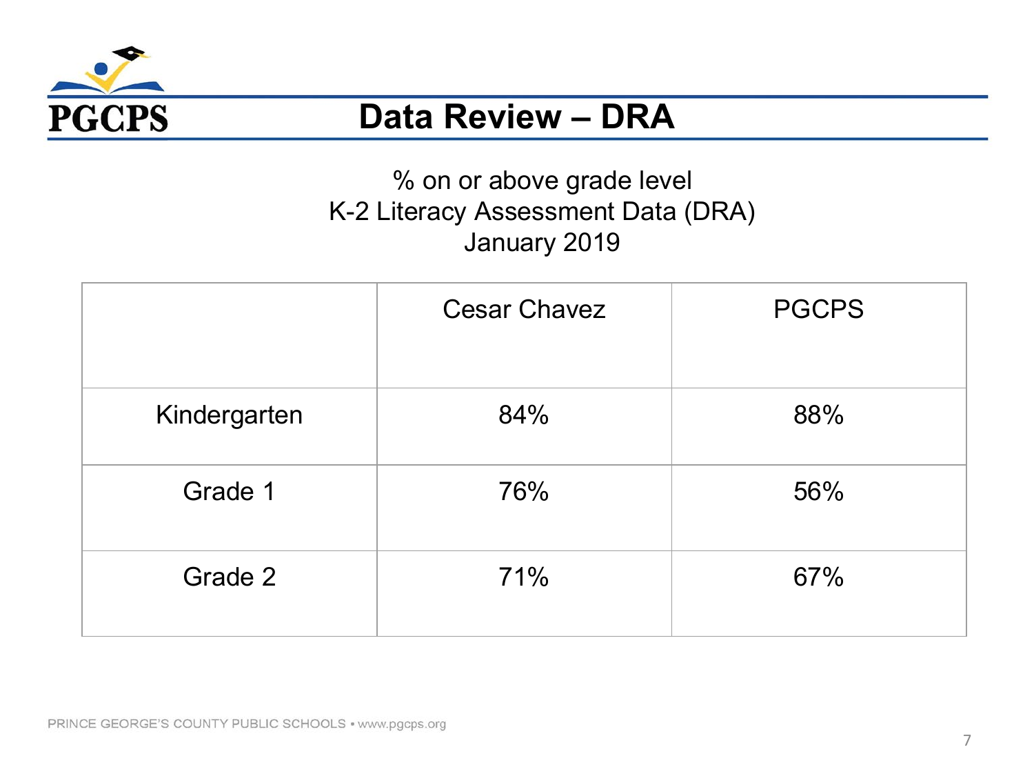# Data Review – DRA

% on or above grade level
K-2 Literacy Assessment Data (DRA)
January 2019

| | Cesar Chavez | PGCPS |
|---|---|---|
| Kindergarten | 84% | 88% |
| Grade 1 | 76% | 56% |
| Grade 2 | 71% | 67% |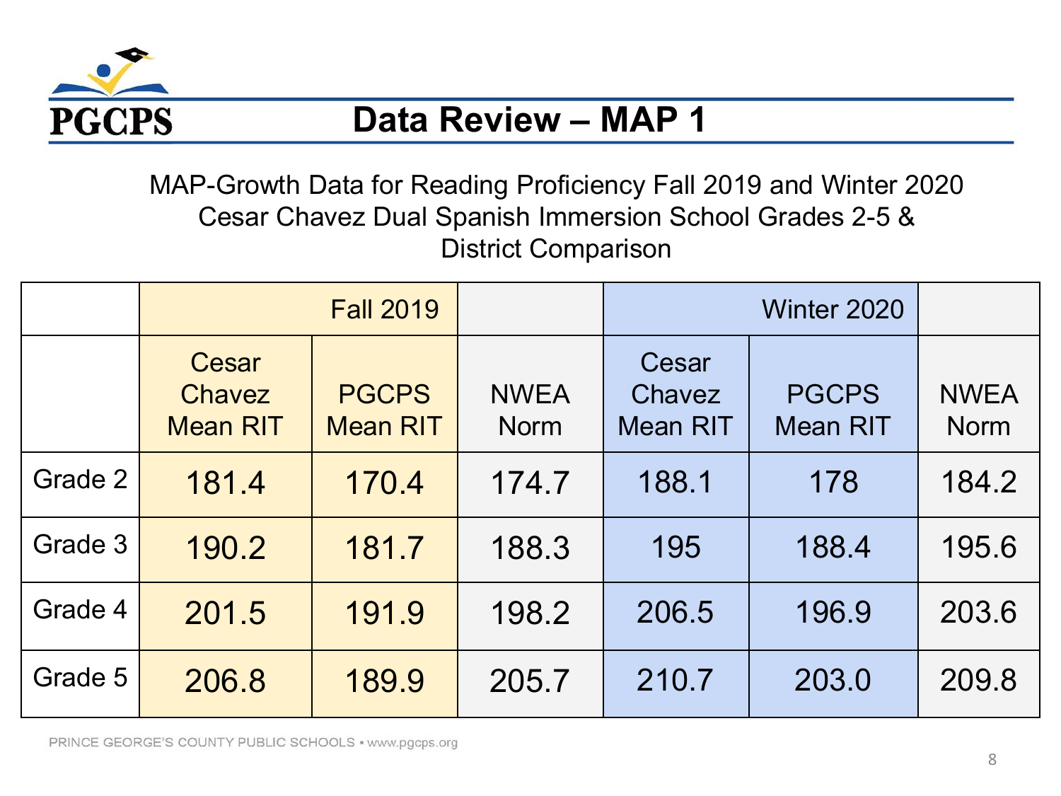# Data Review – MAP 1

MAP-Growth Data for Reading Proficiency Fall 2019 and Winter 2020
Cesar Chavez Dual Spanish Immersion School Grades 2-5 &
District Comparison

| | Fall 2019 | | | Winter 2020 | | |
|---|---|---|---|---|---|---|
| | Cesar Chavez Mean RIT | PGCPS Mean RIT | NWEA Norm | Cesar Chavez Mean RIT | PGCPS Mean RIT | NWEA Norm |
| Grade 2 | 181.4 | 170.4 | 174.7 | 188.1 | 178 | 184.2 |
| Grade 3 | 190.2 | 181.7 | 188.3 | 195 | 188.4 | 195.6 |
| Grade 4 | 201.5 | 191.9 | 198.2 | 206.5 | 196.9 | 203.6 |
| Grade 5 | 206.8 | 189.9 | 205.7 | 210.7 | 203.0 | 209.8 |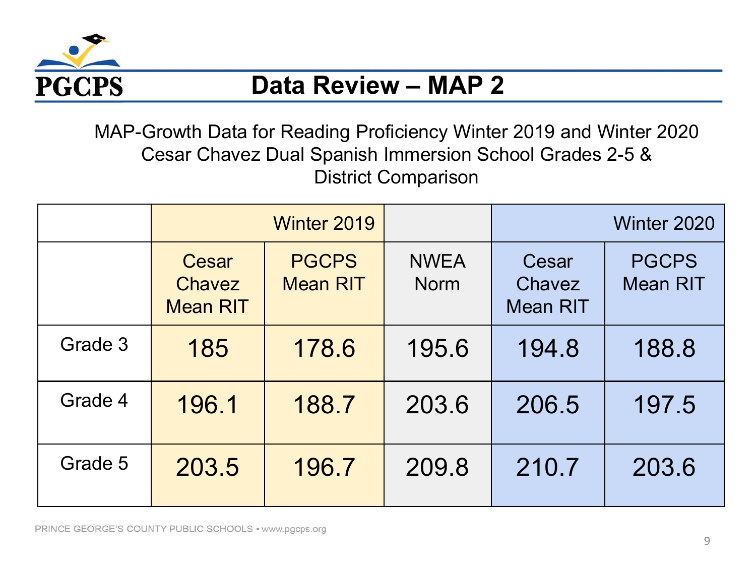# Data Review – MAP 2

MAP-Growth Data for Reading Proficiency Winter 2019 and Winter 2020
Cesar Chavez Dual Spanish Immersion School Grades 2-5 &
District Comparison

| | Winter 2019 | | | Winter 2020 | |
|---|---|---|---|---|---|
| | Cesar Chavez Mean RIT | PGCPS Mean RIT | NWEA Norm | Cesar Chavez Mean RIT | PGCPS Mean RIT |
| Grade 3 | 185 | 178.6 | 195.6 | 194.8 | 188.8 |
| Grade 4 | 196.1 | 188.7 | 203.6 | 206.5 | 197.5 |
| Grade 5 | 203.5 | 196.7 | 209.8 | 210.7 | 203.6 |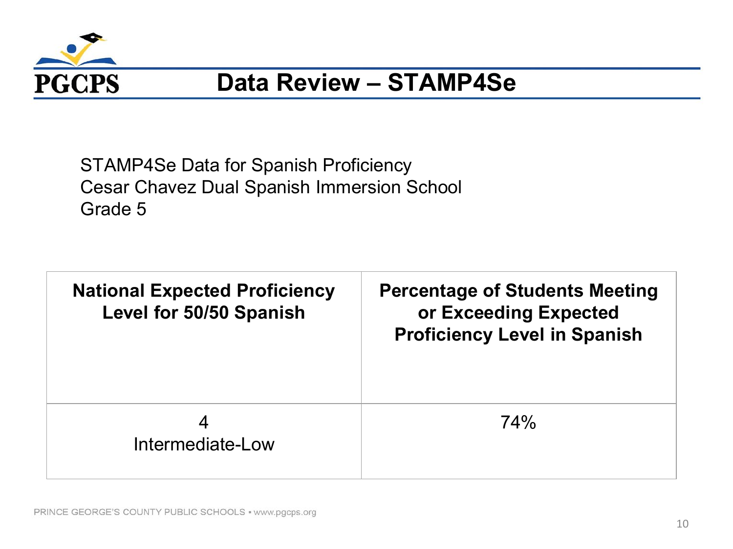# Data Review – STAMP4Se

STAMP4Se Data for Spanish Proficiency
Cesar Chavez Dual Spanish Immersion School
Grade 5

| National Expected Proficiency Level for 50/50 Spanish | Percentage of Students Meeting or Exceeding Expected Proficiency Level in Spanish |
|---|---|
| 4<br>Intermediate-Low | 74% |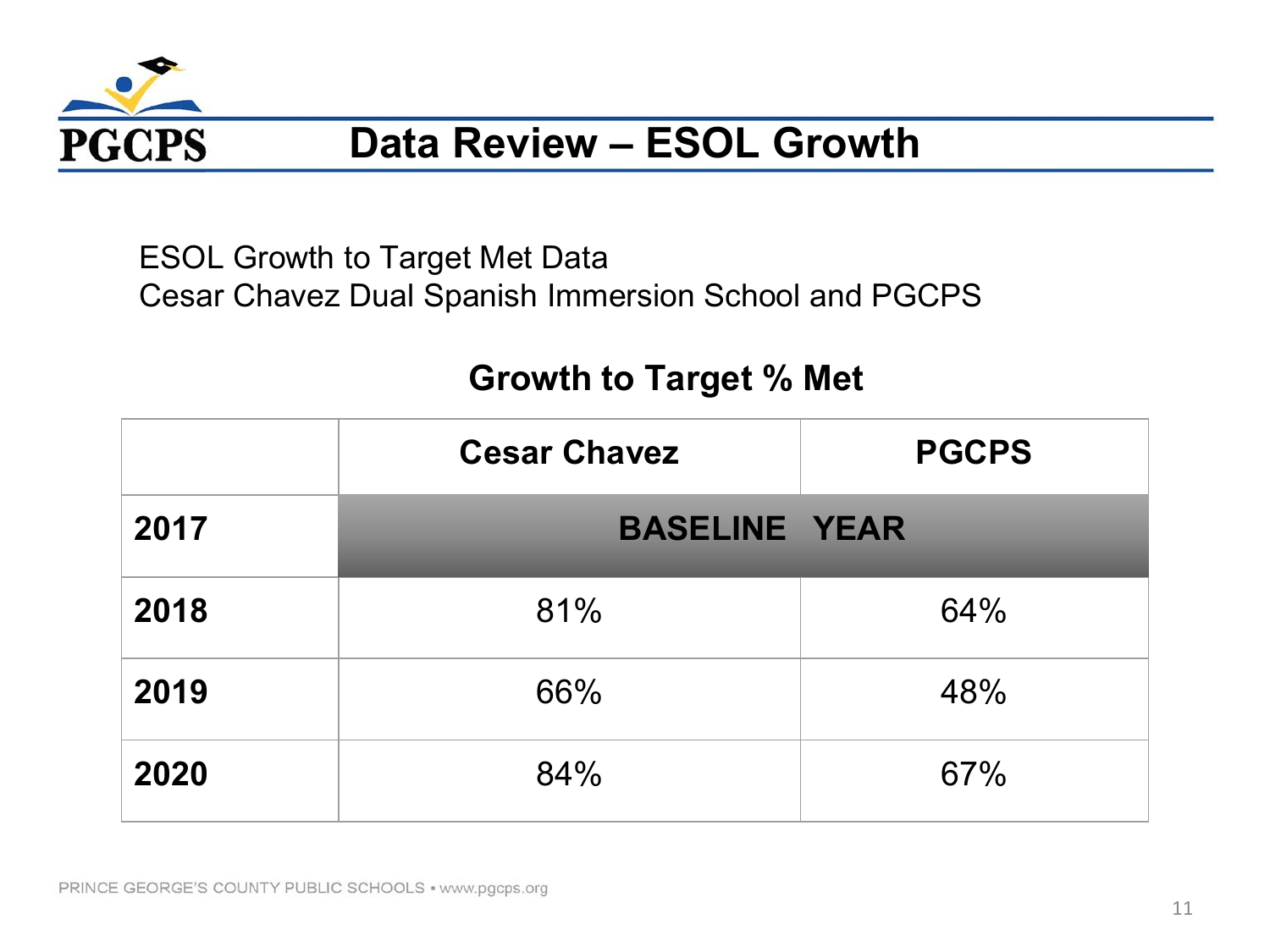# Data Review – ESOL Growth

ESOL Growth to Target Met Data
Cesar Chavez Dual Spanish Immersion School and PGCPS

**Growth to Target % Met**

| | Cesar Chavez | PGCPS |
|---|---|---|
| **2017** | **BASELINE YEAR** | |
| **2018** | 81% | 64% |
| **2019** | 66% | 48% |
| **2020** | 84% | 67% |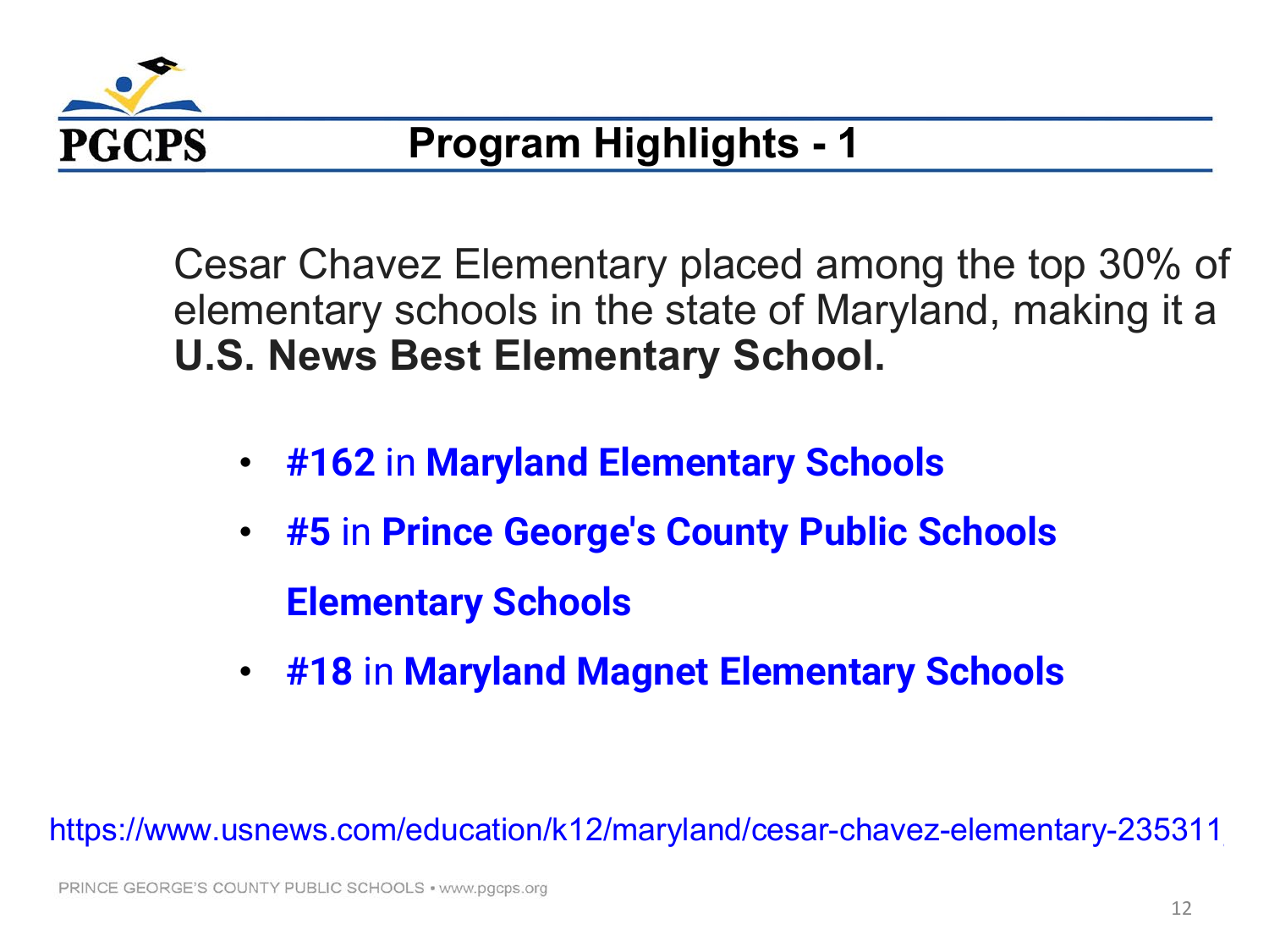# Program Highlights - 1

Cesar Chavez Elementary placed among the top 30% of elementary schools in the state of Maryland, making it a **U.S. News Best Elementary School.**

- **#162** in **Maryland Elementary Schools**
- **#5** in **Prince George's County Public Schools Elementary Schools**
- **#18** in **Maryland Magnet Elementary Schools**

https://www.usnews.com/education/k12/maryland/cesar-chavez-elementary-235311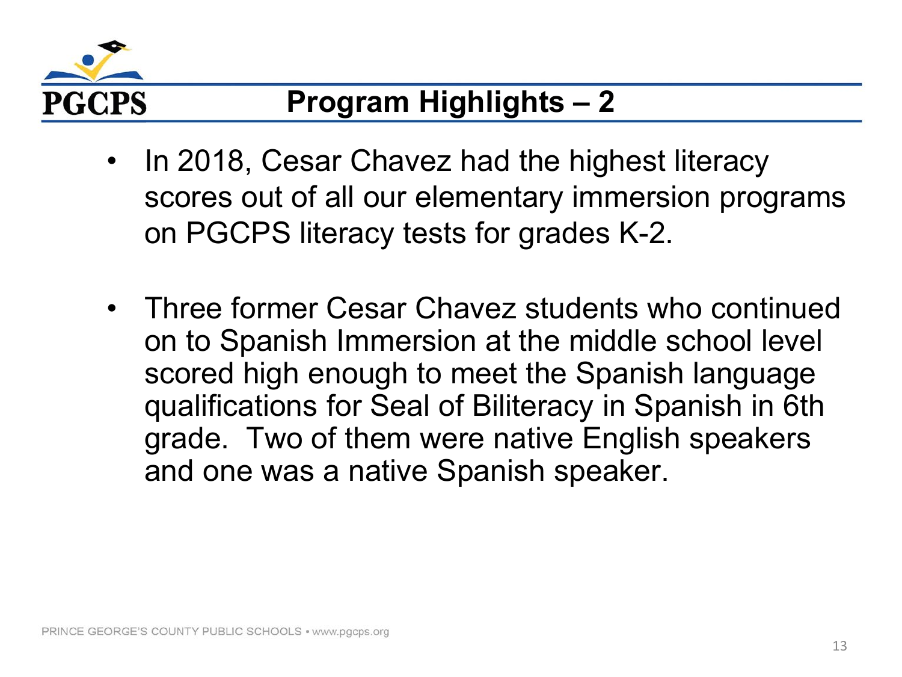## Program Highlights – 2

- In 2018, Cesar Chavez had the highest literacy scores out of all our elementary immersion programs on PGCPS literacy tests for grades K-2.

- Three former Cesar Chavez students who continued on to Spanish Immersion at the middle school level scored high enough to meet the Spanish language qualifications for Seal of Biliteracy in Spanish in 6th grade. Two of them were native English speakers and one was a native Spanish speaker.